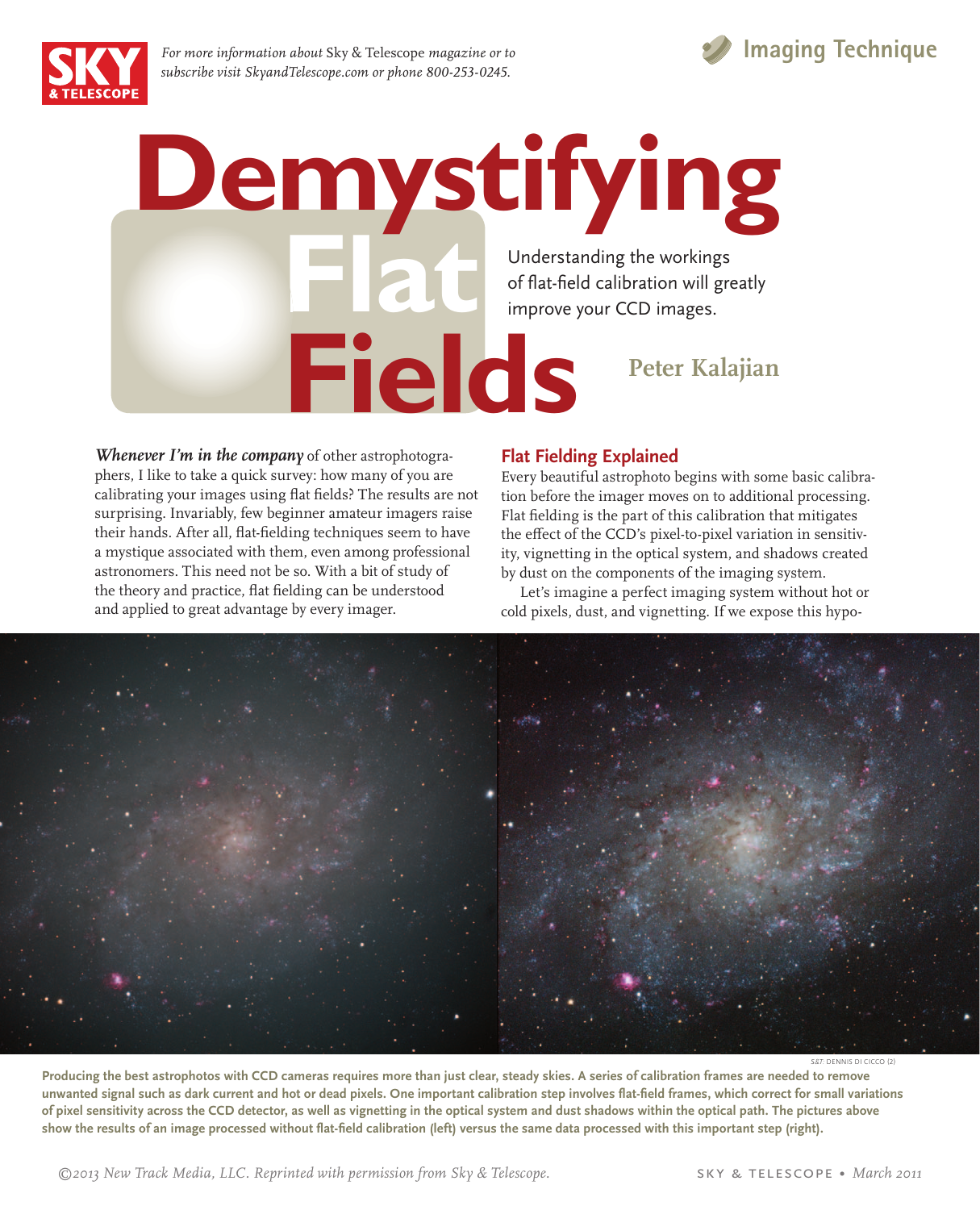# Demystifying Flat Fields

Understanding the workings of flat-field calibration will greatly improve your CCD images.

**Peter Kalajian**

***Whenever I'm in the company*** of other astrophotographers, I like to take a quick survey: how many of you are calibrating your images using flat fields? The results are not surprising. Invariably, few beginner amateur imagers raise their hands. After all, flat-fielding techniques seem to have a mystique associated with them, even among professional astronomers. This need not be so. With a bit of study of the theory and practice, flat fielding can be understood and applied to great advantage by every imager.

## Flat Fielding Explained

Every beautiful astrophoto begins with some basic calibration before the imager moves on to additional processing. Flat fielding is the part of this calibration that mitigates the effect of the CCD's pixel-to-pixel variation in sensitivity, vignetting in the optical system, and shadows created by dust on the components of the imaging system.

Let's imagine a perfect imaging system without hot or cold pixels, dust, and vignetting. If we expose this hypo-

S&T: DENNIS DI CICCO (2)

**Producing the best astrophotos with CCD cameras requires more than just clear, steady skies. A series of calibration frames are needed to remove unwanted signal such as dark current and hot or dead pixels. One important calibration step involves flat-field frames, which correct for small variations of pixel sensitivity across the CCD detector, as well as vignetting in the optical system and dust shadows within the optical path. The pictures above show the results of an image processed without flat-field calibration (left) versus the same data processed with this important step (right).**

*©2013 New Track Media, LLC. Reprinted with permission from Sky & Telescope.*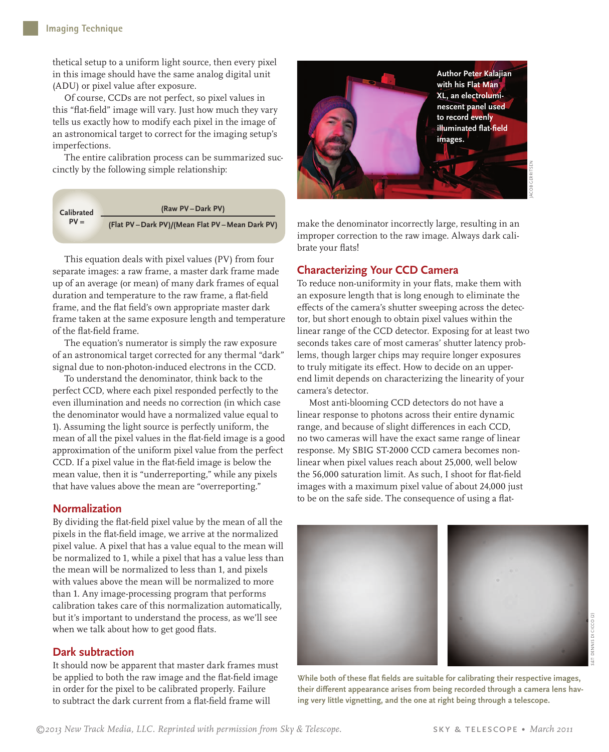thetical setup to a uniform light source, then every pixel in this image should have the same analog digital unit (ADU) or pixel value after exposure.

Of course, CCDs are not perfect, so pixel values in this "flat-field" image will vary. Just how much they vary tells us exactly how to modify each pixel in the image of an astronomical target to correct for the imaging setup's imperfections.

The entire calibration process can be summarized succinctly by the following simple relationship:

$$\text{Calibrated PV} = \frac{(\text{Raw PV} - \text{Dark PV})}{(\text{Flat PV} - \text{Dark PV})/(\text{Mean Flat PV} - \text{Mean Dark PV})}$$

This equation deals with pixel values (PV) from four separate images: a raw frame, a master dark frame made up of an average (or mean) of many dark frames of equal duration and temperature to the raw frame, a flat-field frame, and the flat field's own appropriate master dark frame taken at the same exposure length and temperature of the flat-field frame.

The equation's numerator is simply the raw exposure of an astronomical target corrected for any thermal "dark" signal due to non-photon-induced electrons in the CCD.

To understand the denominator, think back to the perfect CCD, where each pixel responded perfectly to the even illumination and needs no correction (in which case the denominator would have a normalized value equal to 1). Assuming the light source is perfectly uniform, the mean of all the pixel values in the flat-field image is a good approximation of the uniform pixel value from the perfect CCD. If a pixel value in the flat-field image is below the mean value, then it is "underreporting," while any pixels that have values above the mean are "overreporting."

### Normalization

By dividing the flat-field pixel value by the mean of all the pixels in the flat-field image, we arrive at the normalized pixel value. A pixel that has a value equal to the mean will be normalized to 1, while a pixel that has a value less than the mean will be normalized to less than 1, and pixels with values above the mean will be normalized to more than 1. Any image-processing program that performs calibration takes care of this normalization automatically, but it's important to understand the process, as we'll see when we talk about how to get good flats.

### Dark subtraction

It should now be apparent that master dark frames must be applied to both the raw image and the flat-field image in order for the pixel to be calibrated properly. Failure to subtract the dark current from a flat-field frame will make the denominator incorrectly large, resulting in an improper correction to the raw image. Always dark calibrate your flats!

Author Peter Kalajian with his Flat Man XL, an electroluminescent panel used to record evenly illuminated flat-field images.

## Characterizing Your CCD Camera

To reduce non-uniformity in your flats, make them with an exposure length that is long enough to eliminate the effects of the camera's shutter sweeping across the detector, but short enough to obtain pixel values within the linear range of the CCD detector. Exposing for at least two seconds takes care of most cameras' shutter latency problems, though larger chips may require longer exposures to truly mitigate its effect. How to decide on an upper-end limit depends on characterizing the linearity of your camera's detector.

Most anti-blooming CCD detectors do not have a linear response to photons across their entire dynamic range, and because of slight differences in each CCD, no two cameras will have the exact same range of linear response. My SBIG ST-2000 CCD camera becomes nonlinear when pixel values reach about 25,000, well below the 56,000 saturation limit. As such, I shoot for flat-field images with a maximum pixel value of about 24,000 just to be on the safe side. The consequence of using a flat-

While both of these flat fields are suitable for calibrating their respective images, their different appearance arises from being recorded through a camera lens having very little vignetting, and the one at right being through a telescope.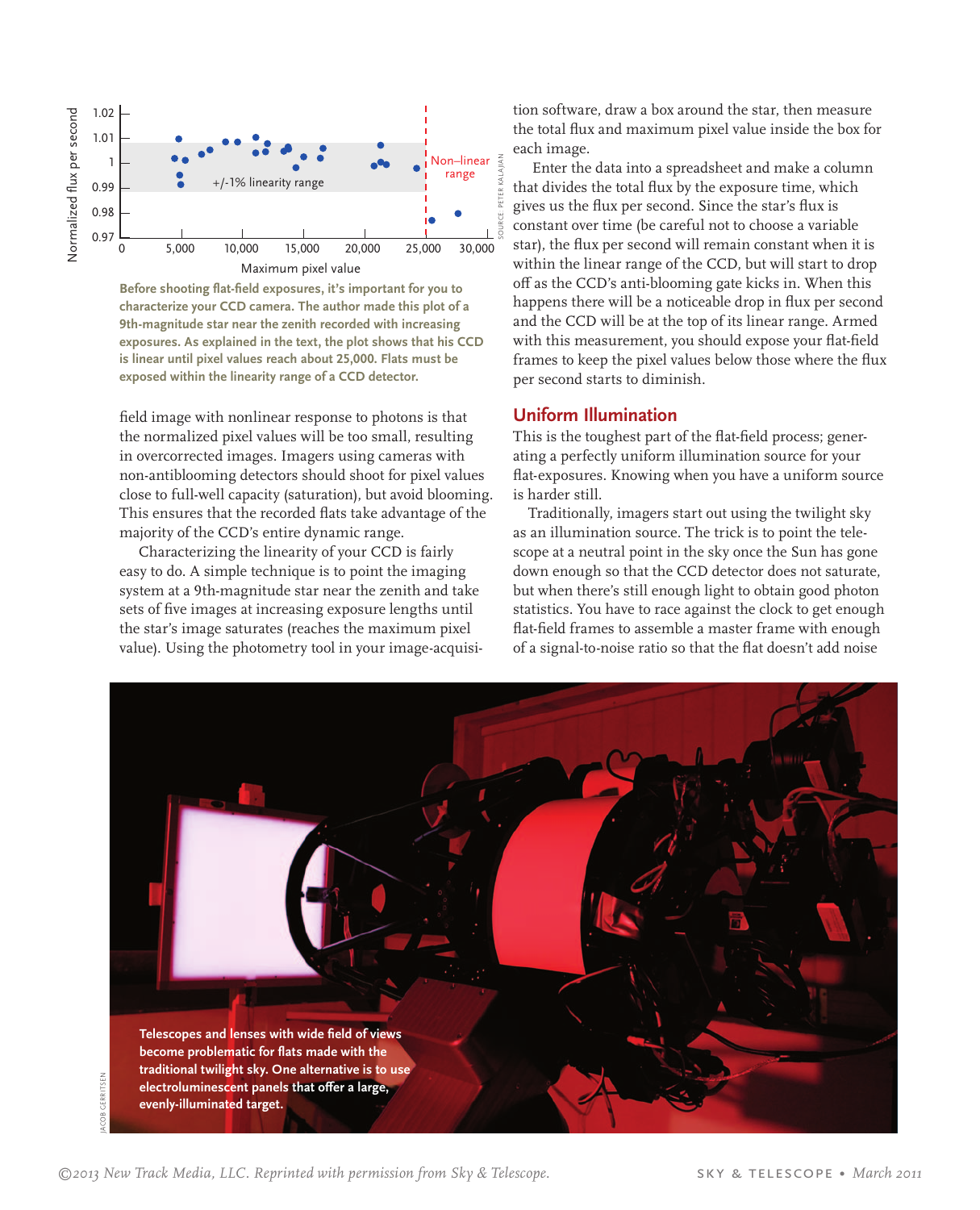Before shooting flat-field exposures, it's important for you to characterize your CCD camera. The author made this plot of a 9th-magnitude star near the zenith recorded with increasing exposures. As explained in the text, the plot shows that his CCD is linear until pixel values reach about 25,000. Flats must be exposed within the linearity range of a CCD detector.

field image with nonlinear response to photons is that the normalized pixel values will be too small, resulting in overcorrected images. Imagers using cameras with non-antiblooming detectors should shoot for pixel values close to full-well capacity (saturation), but avoid blooming. This ensures that the recorded flats take advantage of the majority of the CCD's entire dynamic range.

Characterizing the linearity of your CCD is fairly easy to do. A simple technique is to point the imaging system at a 9th-magnitude star near the zenith and take sets of five images at increasing exposure lengths until the star's image saturates (reaches the maximum pixel value). Using the photometry tool in your image-acquisition software, draw a box around the star, then measure the total flux and maximum pixel value inside the box for each image.

Enter the data into a spreadsheet and make a column that divides the total flux by the exposure time, which gives us the flux per second. Since the star's flux is constant over time (be careful not to choose a variable star), the flux per second will remain constant when it is within the linear range of the CCD, but will start to drop off as the CCD's anti-blooming gate kicks in. When this happens there will be a noticeable drop in flux per second and the CCD will be at the top of its linear range. Armed with this measurement, you should expose your flat-field frames to keep the pixel values below those where the flux per second starts to diminish.

## Uniform Illumination

This is the toughest part of the flat-field process; generating a perfectly uniform illumination source for your flat-exposures. Knowing when you have a uniform source is harder still.

Traditionally, imagers start out using the twilight sky as an illumination source. The trick is to point the telescope at a neutral point in the sky once the Sun has gone down enough so that the CCD detector does not saturate, but when there's still enough light to obtain good photon statistics. You have to race against the clock to get enough flat-field frames to assemble a master frame with enough of a signal-to-noise ratio so that the flat doesn't add noise

Telescopes and lenses with wide field of views become problematic for flats made with the traditional twilight sky. One alternative is to use electroluminescent panels that offer a large, evenly-illuminated target.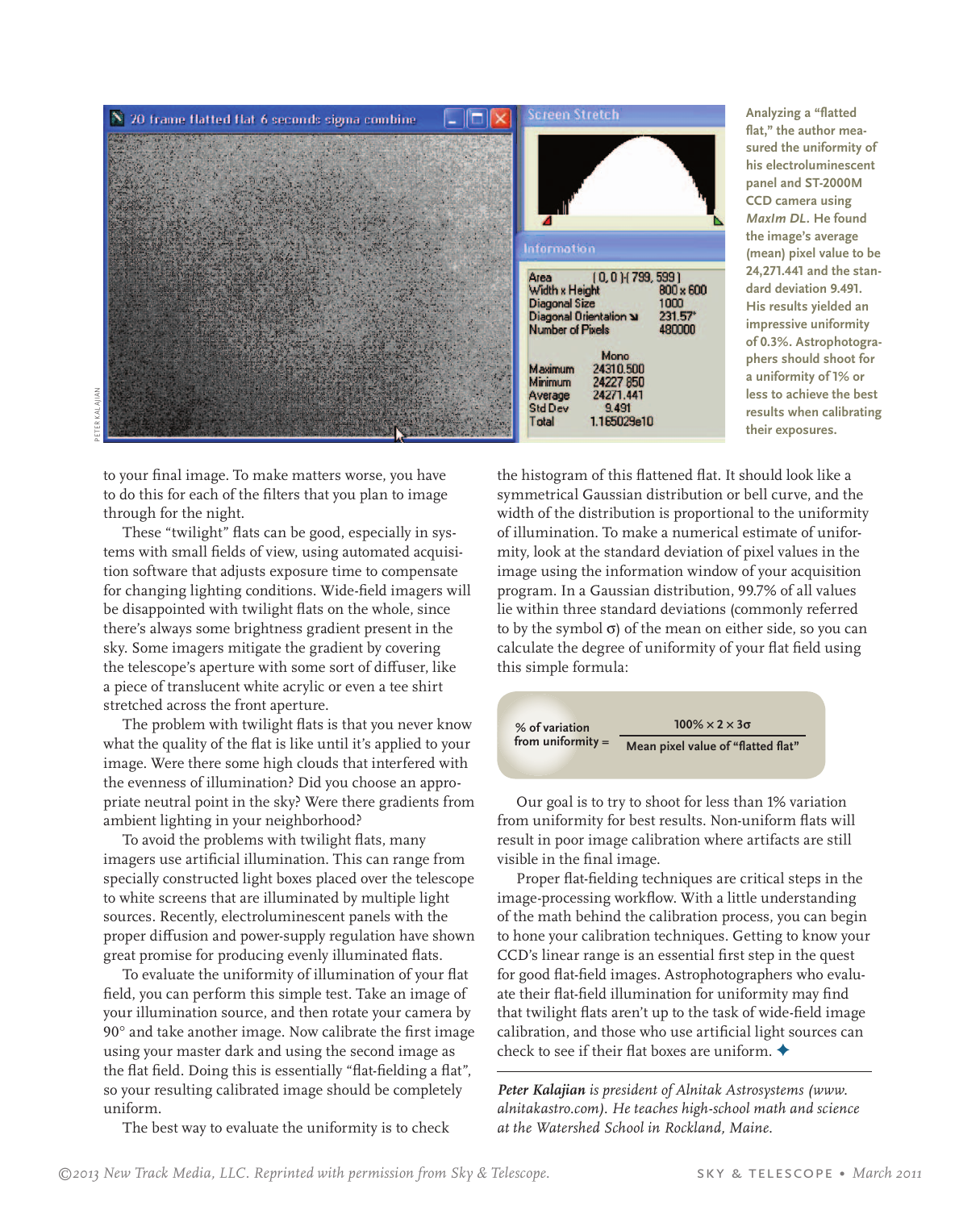Analyzing a "flatted flat," the author measured the uniformity of his electroluminescent panel and ST-2000M CCD camera using *MaxIm DL*. He found the image's average (mean) pixel value to be 24,271.441 and the standard deviation 9.491. His results yielded an impressive uniformity of 0.3%. Astrophotographers should shoot for a uniformity of 1% or less to achieve the best results when calibrating their exposures.

to your final image. To make matters worse, you have to do this for each of the filters that you plan to image through for the night.

These "twilight" flats can be good, especially in systems with small fields of view, using automated acquisition software that adjusts exposure time to compensate for changing lighting conditions. Wide-field imagers will be disappointed with twilight flats on the whole, since there's always some brightness gradient present in the sky. Some imagers mitigate the gradient by covering the telescope's aperture with some sort of diffuser, like a piece of translucent white acrylic or even a tee shirt stretched across the front aperture.

The problem with twilight flats is that you never know what the quality of the flat is like until it's applied to your image. Were there some high clouds that interfered with the evenness of illumination? Did you choose an appropriate neutral point in the sky? Were there gradients from ambient lighting in your neighborhood?

To avoid the problems with twilight flats, many imagers use artificial illumination. This can range from specially constructed light boxes placed over the telescope to white screens that are illuminated by multiple light sources. Recently, electroluminescent panels with the proper diffusion and power-supply regulation have shown great promise for producing evenly illuminated flats.

To evaluate the uniformity of illumination of your flat field, you can perform this simple test. Take an image of your illumination source, and then rotate your camera by 90° and take another image. Now calibrate the first image using your master dark and using the second image as the flat field. Doing this is essentially "flat-fielding a flat", so your resulting calibrated image should be completely uniform.

The best way to evaluate the uniformity is to check the histogram of this flattened flat. It should look like a symmetrical Gaussian distribution or bell curve, and the width of the distribution is proportional to the uniformity of illumination. To make a numerical estimate of uniformity, look at the standard deviation of pixel values in the image using the information window of your acquisition program. In a Gaussian distribution, 99.7% of all values lie within three standard deviations (commonly referred to by the symbol σ) of the mean on either side, so you can calculate the degree of uniformity of your flat field using this simple formula:

$$\text{\% of variation from uniformity} = \frac{100\% \times 2 \times 3\sigma}{\text{Mean pixel value of "flatted flat"}}$$

Our goal is to try to shoot for less than 1% variation from uniformity for best results. Non-uniform flats will result in poor image calibration where artifacts are still visible in the final image.

Proper flat-fielding techniques are critical steps in the image-processing workflow. With a little understanding of the math behind the calibration process, you can begin to hone your calibration techniques. Getting to know your CCD's linear range is an essential first step in the quest for good flat-field images. Astrophotographers who evaluate their flat-field illumination for uniformity may find that twilight flats aren't up to the task of wide-field image calibration, and those who use artificial light sources can check to see if their flat boxes are uniform. ✦

*Peter Kalajian is president of Alnitak Astrosystems (www.alnitakastro.com). He teaches high-school math and science at the Watershed School in Rockland, Maine.*

*©2013 New Track Media, LLC. Reprinted with permission from Sky & Telescope.*